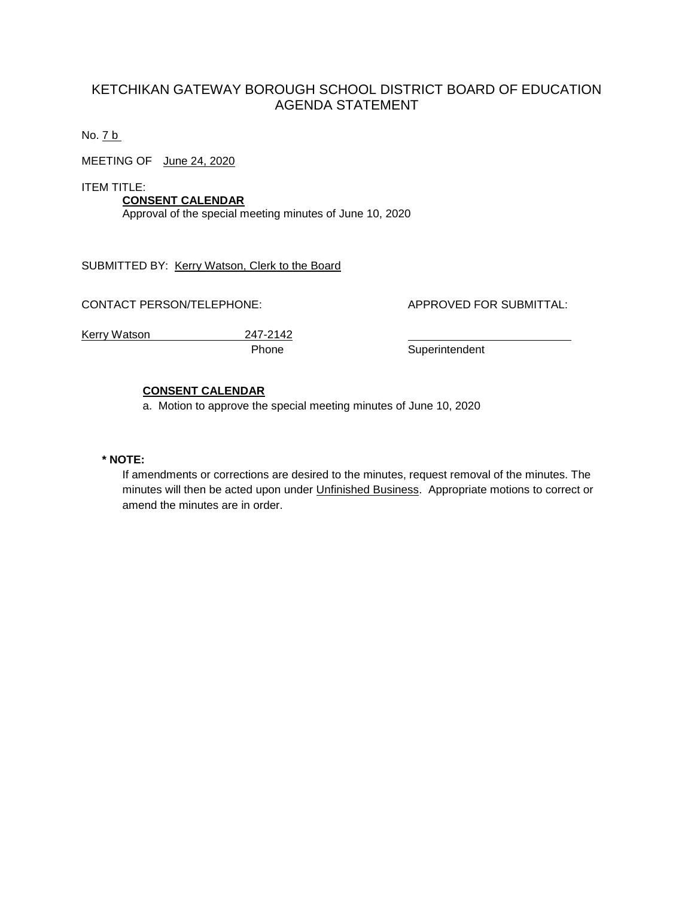# KETCHIKAN GATEWAY BOROUGH SCHOOL DISTRICT BOARD OF EDUCATION AGENDA STATEMENT

No. 7 b

MEETING OF June 24, 2020

ITEM TITLE:

**CONSENT CALENDAR**

Approval of the special meeting minutes of June 10, 2020

SUBMITTED BY: Kerry Watson, Clerk to the Board

CONTACT PERSON/TELEPHONE:

Kerry Watson 247-2142
Phone

APPROVED FOR SUBMITTAL:

______________________
Superintendent

**CONSENT CALENDAR**

a. Motion to approve the special meeting minutes of June 10, 2020

**\* NOTE:**

If amendments or corrections are desired to the minutes, request removal of the minutes. The minutes will then be acted upon under Unfinished Business. Appropriate motions to correct or amend the minutes are in order.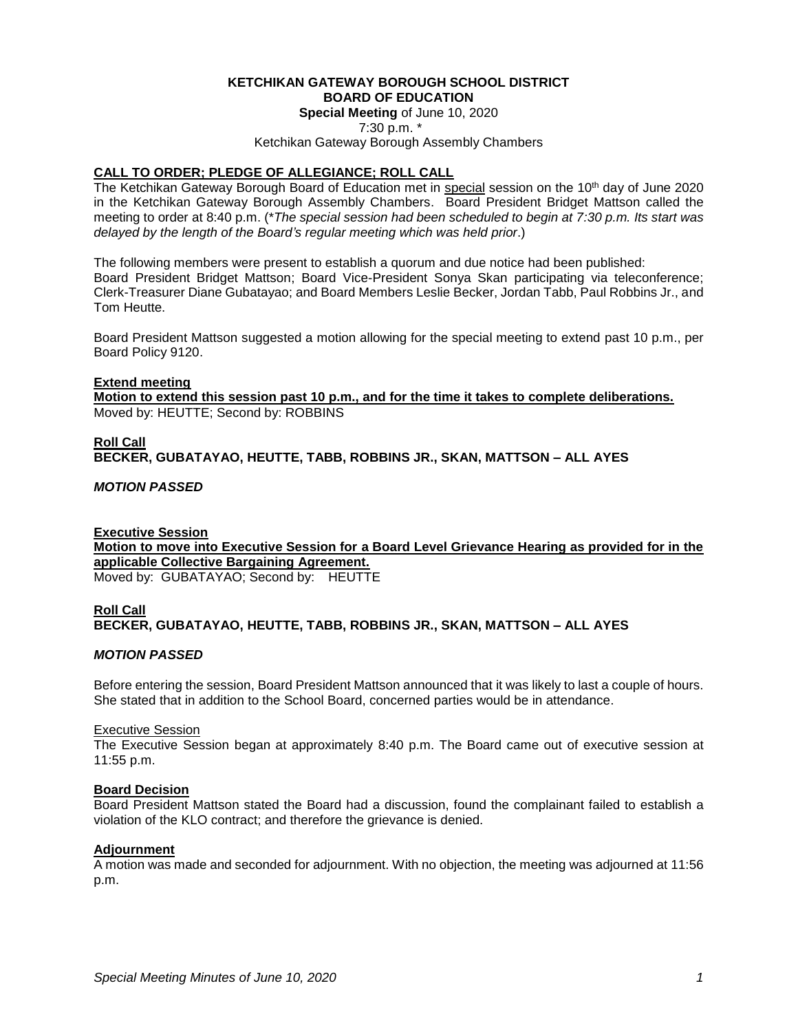**KETCHIKAN GATEWAY BOROUGH SCHOOL DISTRICT**
**BOARD OF EDUCATION**
**Special Meeting** of June 10, 2020
7:30 p.m. *
Ketchikan Gateway Borough Assembly Chambers

## CALL TO ORDER; PLEDGE OF ALLEGIANCE; ROLL CALL

The Ketchikan Gateway Borough Board of Education met in special session on the 10th day of June 2020 in the Ketchikan Gateway Borough Assembly Chambers. Board President Bridget Mattson called the meeting to order at 8:40 p.m. (**The special session had been scheduled to begin at 7:30 p.m. Its start was delayed by the length of the Board's regular meeting which was held prior*.)

The following members were present to establish a quorum and due notice had been published:
Board President Bridget Mattson; Board Vice-President Sonya Skan participating via teleconference; Clerk-Treasurer Diane Gubatayao; and Board Members Leslie Becker, Jordan Tabb, Paul Robbins Jr., and Tom Heutte.

Board President Mattson suggested a motion allowing for the special meeting to extend past 10 p.m., per Board Policy 9120.

**Extend meeting**

**Motion to extend this session past 10 p.m., and for the time it takes to complete deliberations.**
Moved by: HEUTTE; Second by: ROBBINS

**Roll Call**
**BECKER, GUBATAYAO, HEUTTE, TABB, ROBBINS JR., SKAN, MATTSON – ALL AYES**

***MOTION PASSED***

**Executive Session**

**Motion to move into Executive Session for a Board Level Grievance Hearing as provided for in the applicable Collective Bargaining Agreement.**
Moved by: GUBATAYAO; Second by: HEUTTE

**Roll Call**
**BECKER, GUBATAYAO, HEUTTE, TABB, ROBBINS JR., SKAN, MATTSON – ALL AYES**

***MOTION PASSED***

Before entering the session, Board President Mattson announced that it was likely to last a couple of hours. She stated that in addition to the School Board, concerned parties would be in attendance.

Executive Session

The Executive Session began at approximately 8:40 p.m. The Board came out of executive session at 11:55 p.m.

**Board Decision**

Board President Mattson stated the Board had a discussion, found the complainant failed to establish a violation of the KLO contract; and therefore the grievance is denied.

**Adjournment**

A motion was made and seconded for adjournment. With no objection, the meeting was adjourned at 11:56 p.m.